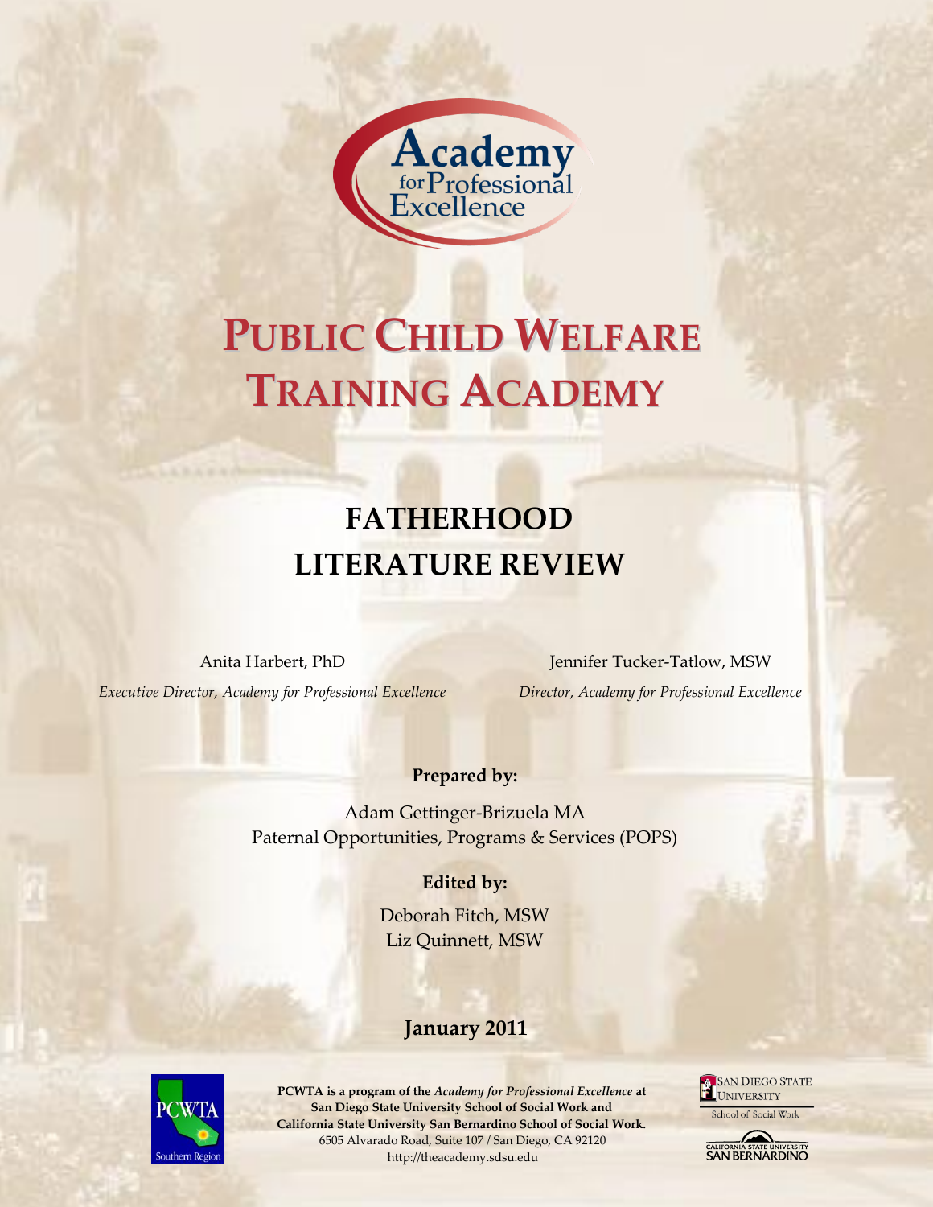Academy for Professional Excellence

# PUBLIC CHILD WELFARE TRAINING ACADEMY

## FATHERHOOD LITERATURE REVIEW

Anita Harbert, PhD
*Executive Director, Academy for Professional Excellence*

Jennifer Tucker-Tatlow, MSW
*Director, Academy for Professional Excellence*

**Prepared by:**

Adam Gettinger-Brizuela MA
Paternal Opportunities, Programs & Services (POPS)

**Edited by:**

Deborah Fitch, MSW
Liz Quinnett, MSW

**January 2011**

PCWTA Southern Region

**PCWTA is a program of the *Academy for Professional Excellence* at San Diego State University School of Social Work and California State University San Bernardino School of Social Work.**
6505 Alvarado Road, Suite 107 / San Diego, CA 92120
http://theacademy.sdsu.edu

San Diego State University School of Social Work

California State University San Bernardino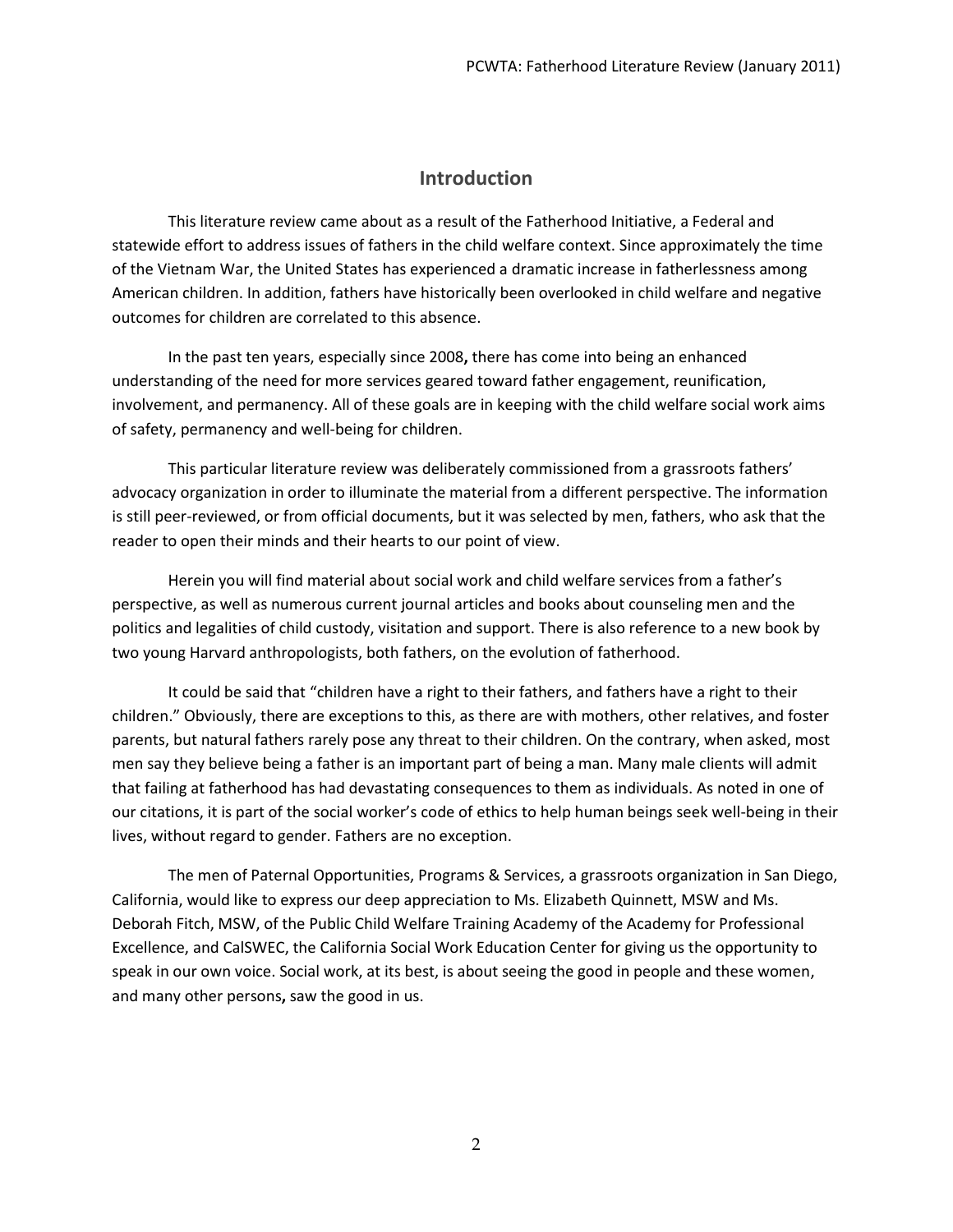## Introduction

This literature review came about as a result of the Fatherhood Initiative, a Federal and statewide effort to address issues of fathers in the child welfare context. Since approximately the time of the Vietnam War, the United States has experienced a dramatic increase in fatherlessness among American children. In addition, fathers have historically been overlooked in child welfare and negative outcomes for children are correlated to this absence.

In the past ten years, especially since 2008**,** there has come into being an enhanced understanding of the need for more services geared toward father engagement, reunification, involvement, and permanency. All of these goals are in keeping with the child welfare social work aims of safety, permanency and well-being for children.

This particular literature review was deliberately commissioned from a grassroots fathers' advocacy organization in order to illuminate the material from a different perspective. The information is still peer-reviewed, or from official documents, but it was selected by men, fathers, who ask that the reader to open their minds and their hearts to our point of view.

Herein you will find material about social work and child welfare services from a father's perspective, as well as numerous current journal articles and books about counseling men and the politics and legalities of child custody, visitation and support. There is also reference to a new book by two young Harvard anthropologists, both fathers, on the evolution of fatherhood.

It could be said that "children have a right to their fathers, and fathers have a right to their children." Obviously, there are exceptions to this, as there are with mothers, other relatives, and foster parents, but natural fathers rarely pose any threat to their children. On the contrary, when asked, most men say they believe being a father is an important part of being a man. Many male clients will admit that failing at fatherhood has had devastating consequences to them as individuals. As noted in one of our citations, it is part of the social worker's code of ethics to help human beings seek well-being in their lives, without regard to gender. Fathers are no exception.

The men of Paternal Opportunities, Programs & Services, a grassroots organization in San Diego, California, would like to express our deep appreciation to Ms. Elizabeth Quinnett, MSW and Ms. Deborah Fitch, MSW, of the Public Child Welfare Training Academy of the Academy for Professional Excellence, and CalSWEC, the California Social Work Education Center for giving us the opportunity to speak in our own voice. Social work, at its best, is about seeing the good in people and these women, and many other persons**,** saw the good in us.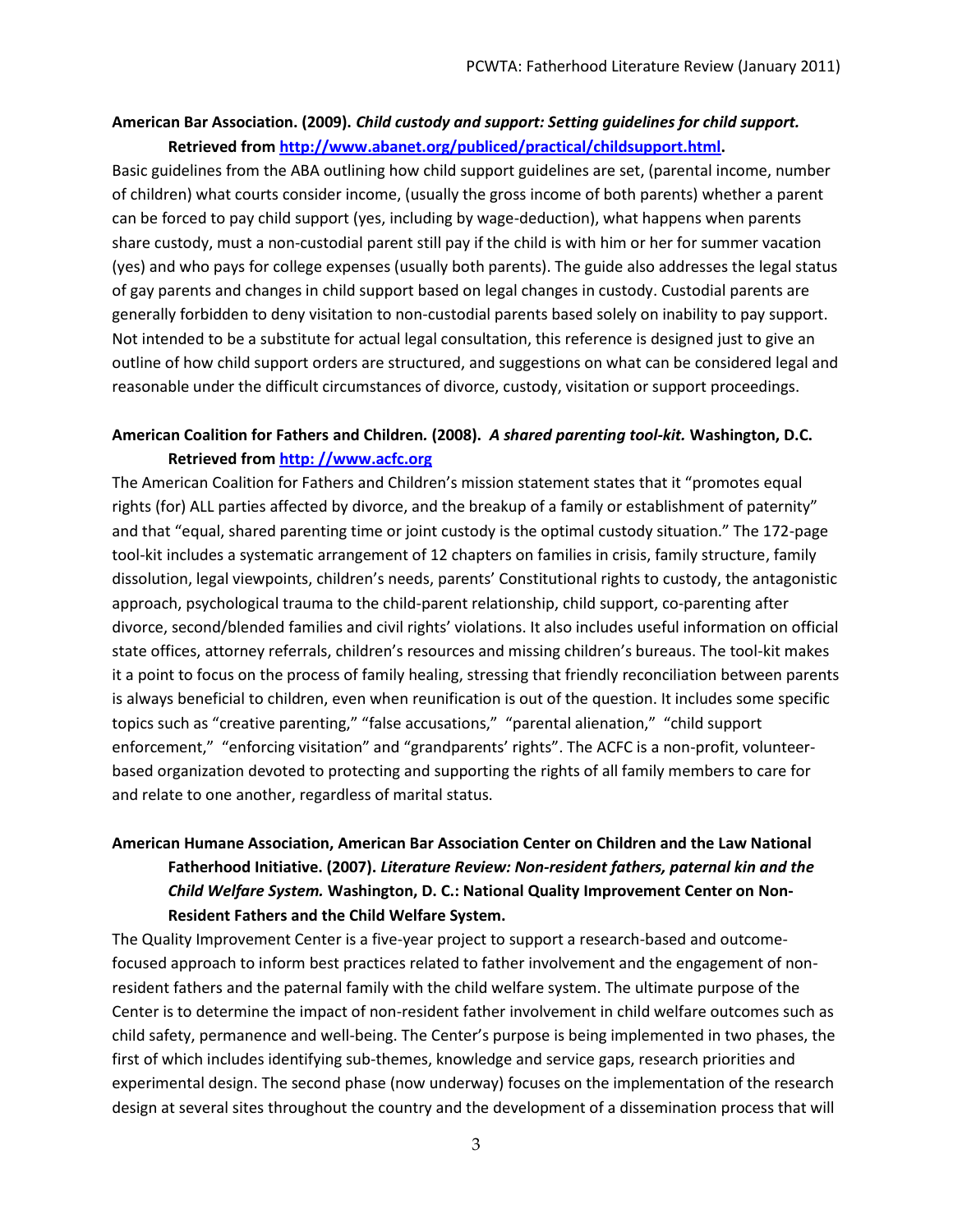**American Bar Association. (2009).** ***Child custody and support: Setting guidelines for child support.*** **Retrieved from [http://www.abanet.org/publiced/practical/childsupport.html](http://www.abanet.org/publiced/practical/childsupport.html).**

Basic guidelines from the ABA outlining how child support guidelines are set, (parental income, number of children) what courts consider income, (usually the gross income of both parents) whether a parent can be forced to pay child support (yes, including by wage-deduction), what happens when parents share custody, must a non-custodial parent still pay if the child is with him or her for summer vacation (yes) and who pays for college expenses (usually both parents). The guide also addresses the legal status of gay parents and changes in child support based on legal changes in custody. Custodial parents are generally forbidden to deny visitation to non-custodial parents based solely on inability to pay support. Not intended to be a substitute for actual legal consultation, this reference is designed just to give an outline of how child support orders are structured, and suggestions on what can be considered legal and reasonable under the difficult circumstances of divorce, custody, visitation or support proceedings.

**American Coalition for Fathers and Children. (2008).** ***A shared parenting tool-kit.*** **Washington, D.C. Retrieved from [http: //www.acfc.org](http://www.acfc.org)**

The American Coalition for Fathers and Children's mission statement states that it "promotes equal rights (for) ALL parties affected by divorce, and the breakup of a family or establishment of paternity" and that "equal, shared parenting time or joint custody is the optimal custody situation." The 172-page tool-kit includes a systematic arrangement of 12 chapters on families in crisis, family structure, family dissolution, legal viewpoints, children's needs, parents' Constitutional rights to custody, the antagonistic approach, psychological trauma to the child-parent relationship, child support, co-parenting after divorce, second/blended families and civil rights' violations. It also includes useful information on official state offices, attorney referrals, children's resources and missing children's bureaus. The tool-kit makes it a point to focus on the process of family healing, stressing that friendly reconciliation between parents is always beneficial to children, even when reunification is out of the question. It includes some specific topics such as "creative parenting," "false accusations," "parental alienation," "child support enforcement," "enforcing visitation" and "grandparents' rights". The ACFC is a non-profit, volunteer-based organization devoted to protecting and supporting the rights of all family members to care for and relate to one another, regardless of marital status.

**American Humane Association, American Bar Association Center on Children and the Law National Fatherhood Initiative. (2007).** ***Literature Review: Non-resident fathers, paternal kin and the Child Welfare System.*** **Washington, D. C.: National Quality Improvement Center on Non-Resident Fathers and the Child Welfare System.**

The Quality Improvement Center is a five-year project to support a research-based and outcome-focused approach to inform best practices related to father involvement and the engagement of non-resident fathers and the paternal family with the child welfare system. The ultimate purpose of the Center is to determine the impact of non-resident father involvement in child welfare outcomes such as child safety, permanence and well-being. The Center's purpose is being implemented in two phases, the first of which includes identifying sub-themes, knowledge and service gaps, research priorities and experimental design. The second phase (now underway) focuses on the implementation of the research design at several sites throughout the country and the development of a dissemination process that will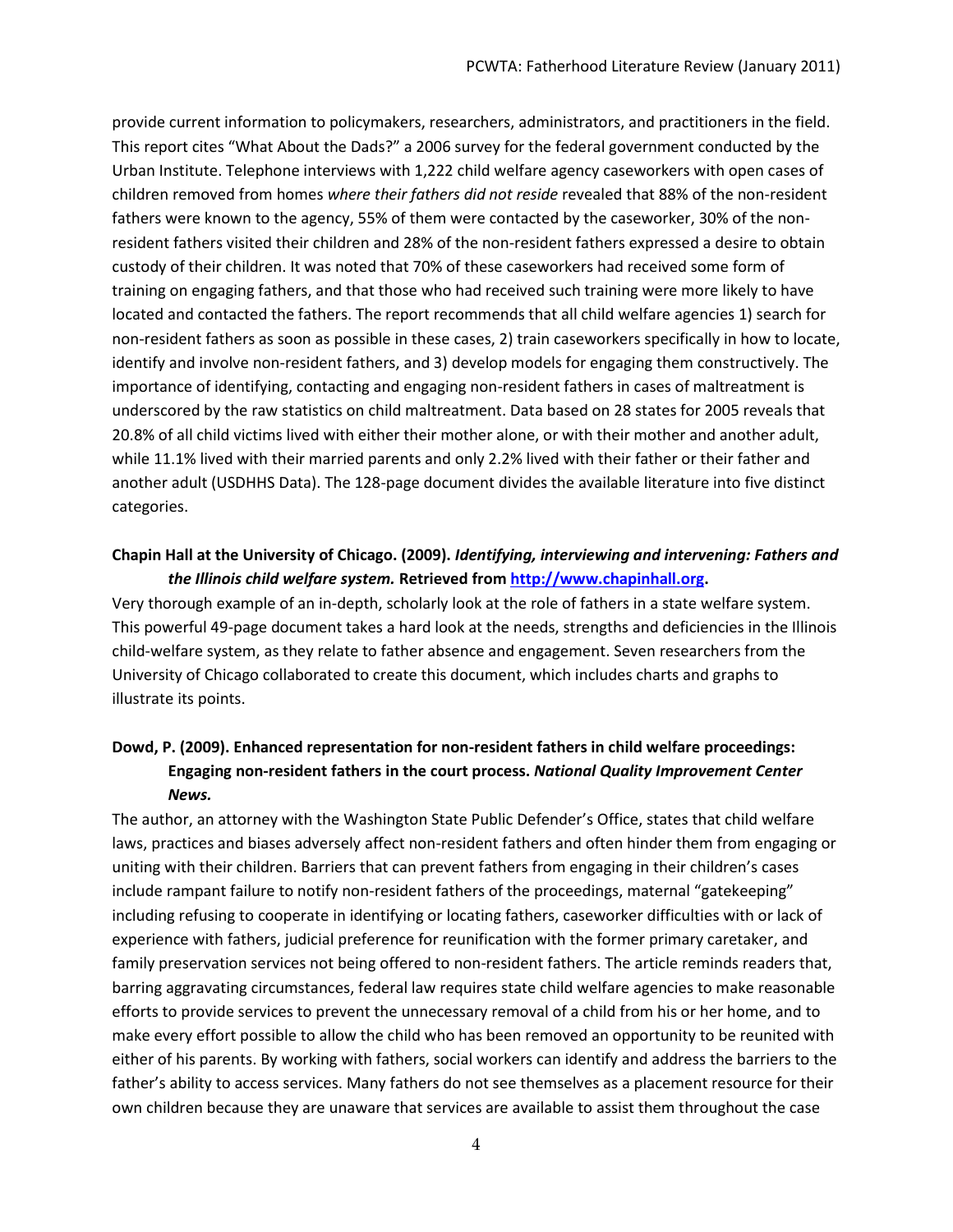provide current information to policymakers, researchers, administrators, and practitioners in the field. This report cites "What About the Dads?" a 2006 survey for the federal government conducted by the Urban Institute. Telephone interviews with 1,222 child welfare agency caseworkers with open cases of children removed from homes *where their fathers did not reside* revealed that 88% of the non-resident fathers were known to the agency, 55% of them were contacted by the caseworker, 30% of the non-resident fathers visited their children and 28% of the non-resident fathers expressed a desire to obtain custody of their children. It was noted that 70% of these caseworkers had received some form of training on engaging fathers, and that those who had received such training were more likely to have located and contacted the fathers. The report recommends that all child welfare agencies 1) search for non-resident fathers as soon as possible in these cases, 2) train caseworkers specifically in how to locate, identify and involve non-resident fathers, and 3) develop models for engaging them constructively. The importance of identifying, contacting and engaging non-resident fathers in cases of maltreatment is underscored by the raw statistics on child maltreatment. Data based on 28 states for 2005 reveals that 20.8% of all child victims lived with either their mother alone, or with their mother and another adult, while 11.1% lived with their married parents and only 2.2% lived with their father or their father and another adult (USDHHS Data). The 128-page document divides the available literature into five distinct categories.

**Chapin Hall at the University of Chicago. (2009). *Identifying, interviewing and intervening: Fathers and the Illinois child welfare system.* Retrieved from [http://www.chapinhall.org](http://www.chapinhall.org).**

Very thorough example of an in-depth, scholarly look at the role of fathers in a state welfare system. This powerful 49-page document takes a hard look at the needs, strengths and deficiencies in the Illinois child-welfare system, as they relate to father absence and engagement. Seven researchers from the University of Chicago collaborated to create this document, which includes charts and graphs to illustrate its points.

**Dowd, P. (2009). Enhanced representation for non-resident fathers in child welfare proceedings: Engaging non-resident fathers in the court process. *National Quality Improvement Center News.***

The author, an attorney with the Washington State Public Defender's Office, states that child welfare laws, practices and biases adversely affect non-resident fathers and often hinder them from engaging or uniting with their children. Barriers that can prevent fathers from engaging in their children's cases include rampant failure to notify non-resident fathers of the proceedings, maternal "gatekeeping" including refusing to cooperate in identifying or locating fathers, caseworker difficulties with or lack of experience with fathers, judicial preference for reunification with the former primary caretaker, and family preservation services not being offered to non-resident fathers. The article reminds readers that, barring aggravating circumstances, federal law requires state child welfare agencies to make reasonable efforts to provide services to prevent the unnecessary removal of a child from his or her home, and to make every effort possible to allow the child who has been removed an opportunity to be reunited with either of his parents. By working with fathers, social workers can identify and address the barriers to the father's ability to access services. Many fathers do not see themselves as a placement resource for their own children because they are unaware that services are available to assist them throughout the case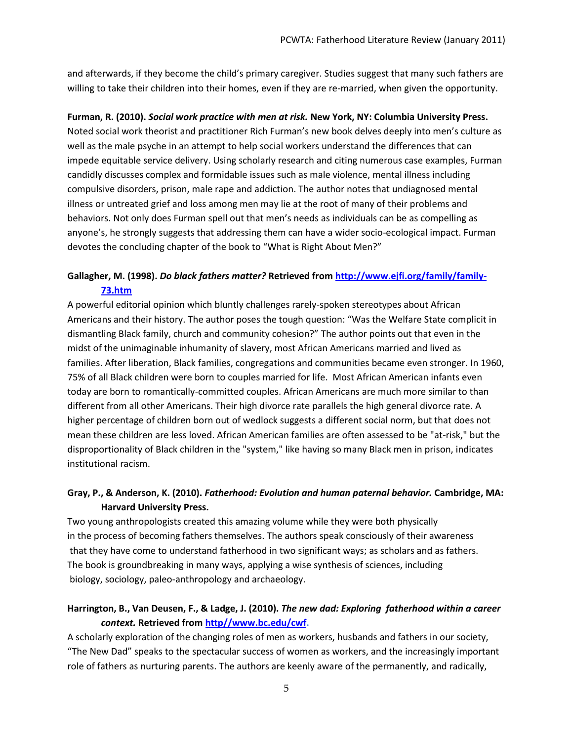and afterwards, if they become the child's primary caregiver. Studies suggest that many such fathers are willing to take their children into their homes, even if they are re-married, when given the opportunity.

**Furman, R. (2010).** ***Social work practice with men at risk.*** **New York, NY: Columbia University Press.**
Noted social work theorist and practitioner Rich Furman's new book delves deeply into men's culture as well as the male psyche in an attempt to help social workers understand the differences that can impede equitable service delivery. Using scholarly research and citing numerous case examples, Furman candidly discusses complex and formidable issues such as male violence, mental illness including compulsive disorders, prison, male rape and addiction. The author notes that undiagnosed mental illness or untreated grief and loss among men may lie at the root of many of their problems and behaviors. Not only does Furman spell out that men's needs as individuals can be as compelling as anyone's, he strongly suggests that addressing them can have a wider socio-ecological impact. Furman devotes the concluding chapter of the book to "What is Right About Men?"

**Gallagher, M. (1998).** ***Do black fathers matter?*** **Retrieved from [http://www.ejfi.org/family/family-73.htm](http://www.ejfi.org/family/family-73.htm)**
A powerful editorial opinion which bluntly challenges rarely-spoken stereotypes about African Americans and their history. The author poses the tough question: "Was the Welfare State complicit in dismantling Black family, church and community cohesion?" The author points out that even in the midst of the unimaginable inhumanity of slavery, most African Americans married and lived as families. After liberation, Black families, congregations and communities became even stronger. In 1960, 75% of all Black children were born to couples married for life. Most African American infants even today are born to romantically-committed couples. African Americans are much more similar to than different from all other Americans. Their high divorce rate parallels the high general divorce rate. A higher percentage of children born out of wedlock suggests a different social norm, but that does not mean these children are less loved. African American families are often assessed to be "at-risk," but the disproportionality of Black children in the "system," like having so many Black men in prison, indicates institutional racism.

**Gray, P., & Anderson, K. (2010).** ***Fatherhood: Evolution and human paternal behavior.*** **Cambridge, MA: Harvard University Press.**
Two young anthropologists created this amazing volume while they were both physically in the process of becoming fathers themselves. The authors speak consciously of their awareness that they have come to understand fatherhood in two significant ways; as scholars and as fathers. The book is groundbreaking in many ways, applying a wise synthesis of sciences, including biology, sociology, paleo-anthropology and archaeology.

**Harrington, B., Van Deusen, F., & Ladge, J. (2010).** ***The new dad: Exploring fatherhood within a career context.*** **Retrieved from [http//www.bc.edu/cwf](http//www.bc.edu/cwf).**
A scholarly exploration of the changing roles of men as workers, husbands and fathers in our society, "The New Dad" speaks to the spectacular success of women as workers, and the increasingly important role of fathers as nurturing parents. The authors are keenly aware of the permanently, and radically,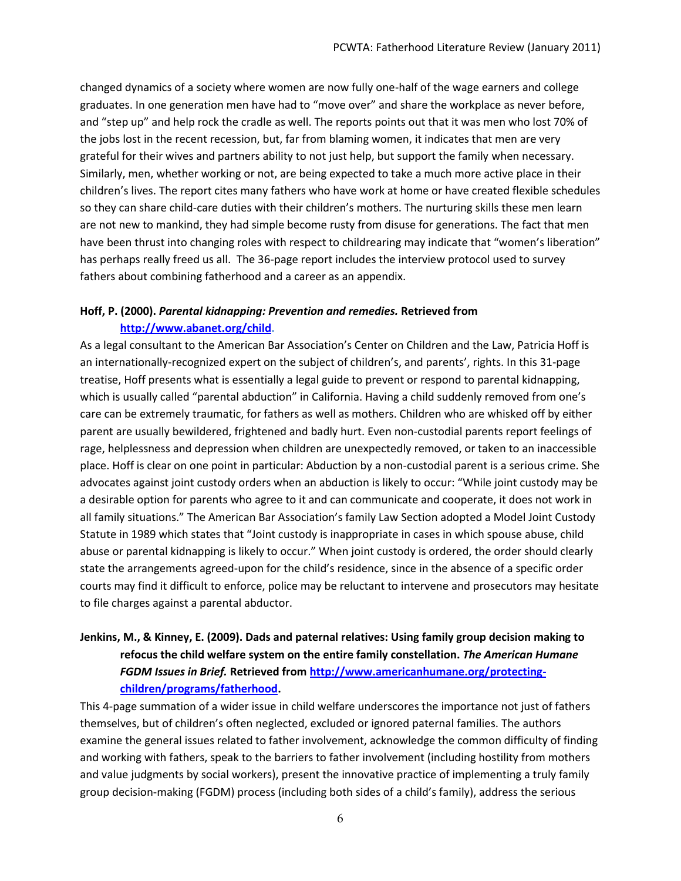changed dynamics of a society where women are now fully one-half of the wage earners and college graduates. In one generation men have had to "move over" and share the workplace as never before, and "step up" and help rock the cradle as well. The reports points out that it was men who lost 70% of the jobs lost in the recent recession, but, far from blaming women, it indicates that men are very grateful for their wives and partners ability to not just help, but support the family when necessary. Similarly, men, whether working or not, are being expected to take a much more active place in their children's lives. The report cites many fathers who have work at home or have created flexible schedules so they can share child-care duties with their children's mothers. The nurturing skills these men learn are not new to mankind, they had simple become rusty from disuse for generations. The fact that men have been thrust into changing roles with respect to childrearing may indicate that "women's liberation" has perhaps really freed us all. The 36-page report includes the interview protocol used to survey fathers about combining fatherhood and a career as an appendix.

**Hoff, P. (2000). *Parental kidnapping: Prevention and remedies.* Retrieved from [http://www.abanet.org/child](http://www.abanet.org/child).**

As a legal consultant to the American Bar Association's Center on Children and the Law, Patricia Hoff is an internationally-recognized expert on the subject of children's, and parents', rights. In this 31-page treatise, Hoff presents what is essentially a legal guide to prevent or respond to parental kidnapping, which is usually called "parental abduction" in California. Having a child suddenly removed from one's care can be extremely traumatic, for fathers as well as mothers. Children who are whisked off by either parent are usually bewildered, frightened and badly hurt. Even non-custodial parents report feelings of rage, helplessness and depression when children are unexpectedly removed, or taken to an inaccessible place. Hoff is clear on one point in particular: Abduction by a non-custodial parent is a serious crime. She advocates against joint custody orders when an abduction is likely to occur: "While joint custody may be a desirable option for parents who agree to it and can communicate and cooperate, it does not work in all family situations." The American Bar Association's family Law Section adopted a Model Joint Custody Statute in 1989 which states that "Joint custody is inappropriate in cases in which spouse abuse, child abuse or parental kidnapping is likely to occur." When joint custody is ordered, the order should clearly state the arrangements agreed-upon for the child's residence, since in the absence of a specific order courts may find it difficult to enforce, police may be reluctant to intervene and prosecutors may hesitate to file charges against a parental abductor.

**Jenkins, M., & Kinney, E. (2009). Dads and paternal relatives: Using family group decision making to refocus the child welfare system on the entire family constellation. *The American Humane FGDM Issues in Brief.* Retrieved from [http://www.americanhumane.org/protecting-children/programs/fatherhood](http://www.americanhumane.org/protecting-children/programs/fatherhood).**

This 4-page summation of a wider issue in child welfare underscores the importance not just of fathers themselves, but of children's often neglected, excluded or ignored paternal families. The authors examine the general issues related to father involvement, acknowledge the common difficulty of finding and working with fathers, speak to the barriers to father involvement (including hostility from mothers and value judgments by social workers), present the innovative practice of implementing a truly family group decision-making (FGDM) process (including both sides of a child's family), address the serious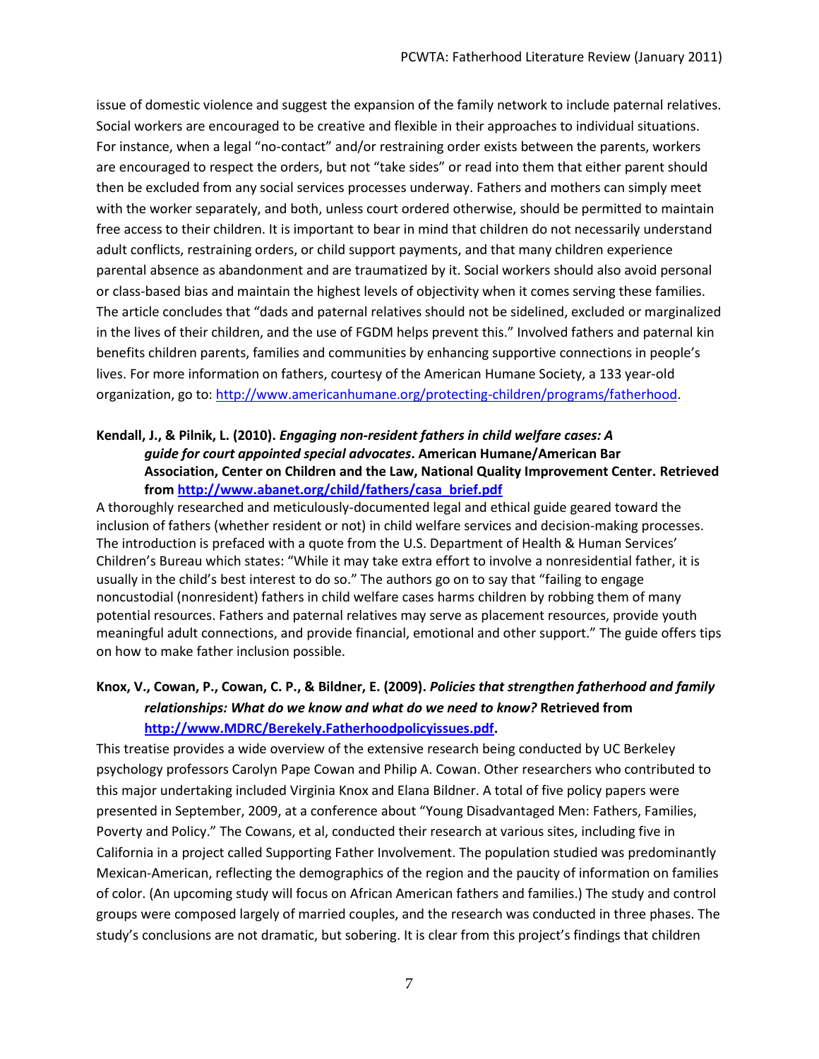issue of domestic violence and suggest the expansion of the family network to include paternal relatives. Social workers are encouraged to be creative and flexible in their approaches to individual situations. For instance, when a legal "no-contact" and/or restraining order exists between the parents, workers are encouraged to respect the orders, but not "take sides" or read into them that either parent should then be excluded from any social services processes underway. Fathers and mothers can simply meet with the worker separately, and both, unless court ordered otherwise, should be permitted to maintain free access to their children. It is important to bear in mind that children do not necessarily understand adult conflicts, restraining orders, or child support payments, and that many children experience parental absence as abandonment and are traumatized by it. Social workers should also avoid personal or class-based bias and maintain the highest levels of objectivity when it comes serving these families. The article concludes that "dads and paternal relatives should not be sidelined, excluded or marginalized in the lives of their children, and the use of FGDM helps prevent this." Involved fathers and paternal kin benefits children parents, families and communities by enhancing supportive connections in people's lives. For more information on fathers, courtesy of the American Humane Society, a 133 year-old organization, go to: http://www.americanhumane.org/protecting-children/programs/fatherhood.

**Kendall, J., & Pilnik, L. (2010). *Engaging non-resident fathers in child welfare cases: A guide for court appointed special advocates*. American Humane/American Bar Association, Center on Children and the Law, National Quality Improvement Center. Retrieved from http://www.abanet.org/child/fathers/casa_brief.pdf**

A thoroughly researched and meticulously-documented legal and ethical guide geared toward the inclusion of fathers (whether resident or not) in child welfare services and decision-making processes. The introduction is prefaced with a quote from the U.S. Department of Health & Human Services' Children's Bureau which states: "While it may take extra effort to involve a nonresidential father, it is usually in the child's best interest to do so." The authors go on to say that "failing to engage noncustodial (nonresident) fathers in child welfare cases harms children by robbing them of many potential resources. Fathers and paternal relatives may serve as placement resources, provide youth meaningful adult connections, and provide financial, emotional and other support." The guide offers tips on how to make father inclusion possible.

**Knox, V., Cowan, P., Cowan, C. P., & Bildner, E. (2009). *Policies that strengthen fatherhood and family relationships: What do we know and what do we need to know?* Retrieved from http://www.MDRC/Berekely.Fatherhoodpolicyissues.pdf.**

This treatise provides a wide overview of the extensive research being conducted by UC Berkeley psychology professors Carolyn Pape Cowan and Philip A. Cowan. Other researchers who contributed to this major undertaking included Virginia Knox and Elana Bildner. A total of five policy papers were presented in September, 2009, at a conference about "Young Disadvantaged Men: Fathers, Families, Poverty and Policy." The Cowans, et al, conducted their research at various sites, including five in California in a project called Supporting Father Involvement. The population studied was predominantly Mexican-American, reflecting the demographics of the region and the paucity of information on families of color. (An upcoming study will focus on African American fathers and families.) The study and control groups were composed largely of married couples, and the research was conducted in three phases. The study's conclusions are not dramatic, but sobering. It is clear from this project's findings that children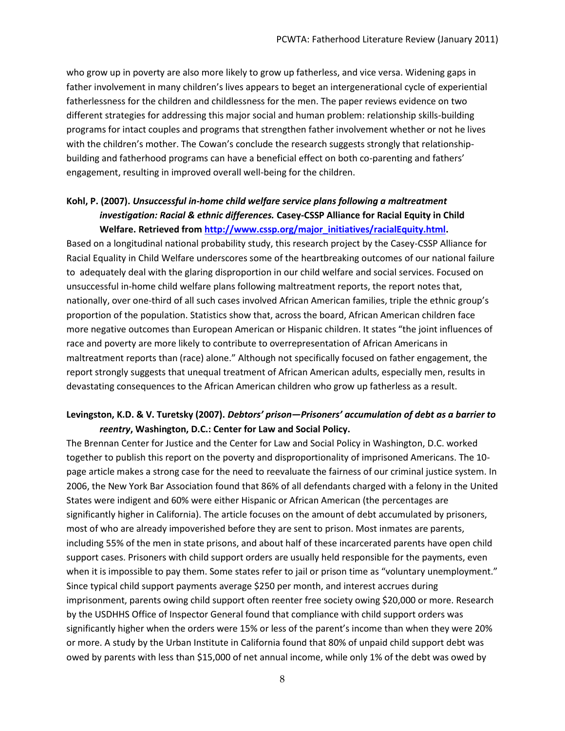who grow up in poverty are also more likely to grow up fatherless, and vice versa. Widening gaps in father involvement in many children's lives appears to beget an intergenerational cycle of experiential fatherlessness for the children and childlessness for the men. The paper reviews evidence on two different strategies for addressing this major social and human problem: relationship skills-building programs for intact couples and programs that strengthen father involvement whether or not he lives with the children's mother. The Cowan's conclude the research suggests strongly that relationship-building and fatherhood programs can have a beneficial effect on both co-parenting and fathers' engagement, resulting in improved overall well-being for the children.

**Kohl, P. (2007). *Unsuccessful in-home child welfare service plans following a maltreatment investigation: Racial & ethnic differences.* Casey-CSSP Alliance for Racial Equity in Child Welfare. Retrieved from [http://www.cssp.org/major_initiatives/racialEquity.html](http://www.cssp.org/major_initiatives/racialEquity.html).**

Based on a longitudinal national probability study, this research project by the Casey-CSSP Alliance for Racial Equality in Child Welfare underscores some of the heartbreaking outcomes of our national failure to adequately deal with the glaring disproportion in our child welfare and social services. Focused on unsuccessful in-home child welfare plans following maltreatment reports, the report notes that, nationally, over one-third of all such cases involved African American families, triple the ethnic group's proportion of the population. Statistics show that, across the board, African American children face more negative outcomes than European American or Hispanic children. It states "the joint influences of race and poverty are more likely to contribute to overrepresentation of African Americans in maltreatment reports than (race) alone." Although not specifically focused on father engagement, the report strongly suggests that unequal treatment of African American adults, especially men, results in devastating consequences to the African American children who grow up fatherless as a result.

**Levingston, K.D. & V. Turetsky (2007). *Debtors' prison—Prisoners' accumulation of debt as a barrier to reentry*, Washington, D.C.: Center for Law and Social Policy.**

The Brennan Center for Justice and the Center for Law and Social Policy in Washington, D.C. worked together to publish this report on the poverty and disproportionality of imprisoned Americans. The 10-page article makes a strong case for the need to reevaluate the fairness of our criminal justice system. In 2006, the New York Bar Association found that 86% of all defendants charged with a felony in the United States were indigent and 60% were either Hispanic or African American (the percentages are significantly higher in California). The article focuses on the amount of debt accumulated by prisoners, most of who are already impoverished before they are sent to prison. Most inmates are parents, including 55% of the men in state prisons, and about half of these incarcerated parents have open child support cases. Prisoners with child support orders are usually held responsible for the payments, even when it is impossible to pay them. Some states refer to jail or prison time as "voluntary unemployment." Since typical child support payments average $250 per month, and interest accrues during imprisonment, parents owing child support often reenter free society owing $20,000 or more. Research by the USDHHS Office of Inspector General found that compliance with child support orders was significantly higher when the orders were 15% or less of the parent's income than when they were 20% or more. A study by the Urban Institute in California found that 80% of unpaid child support debt was owed by parents with less than $15,000 of net annual income, while only 1% of the debt was owed by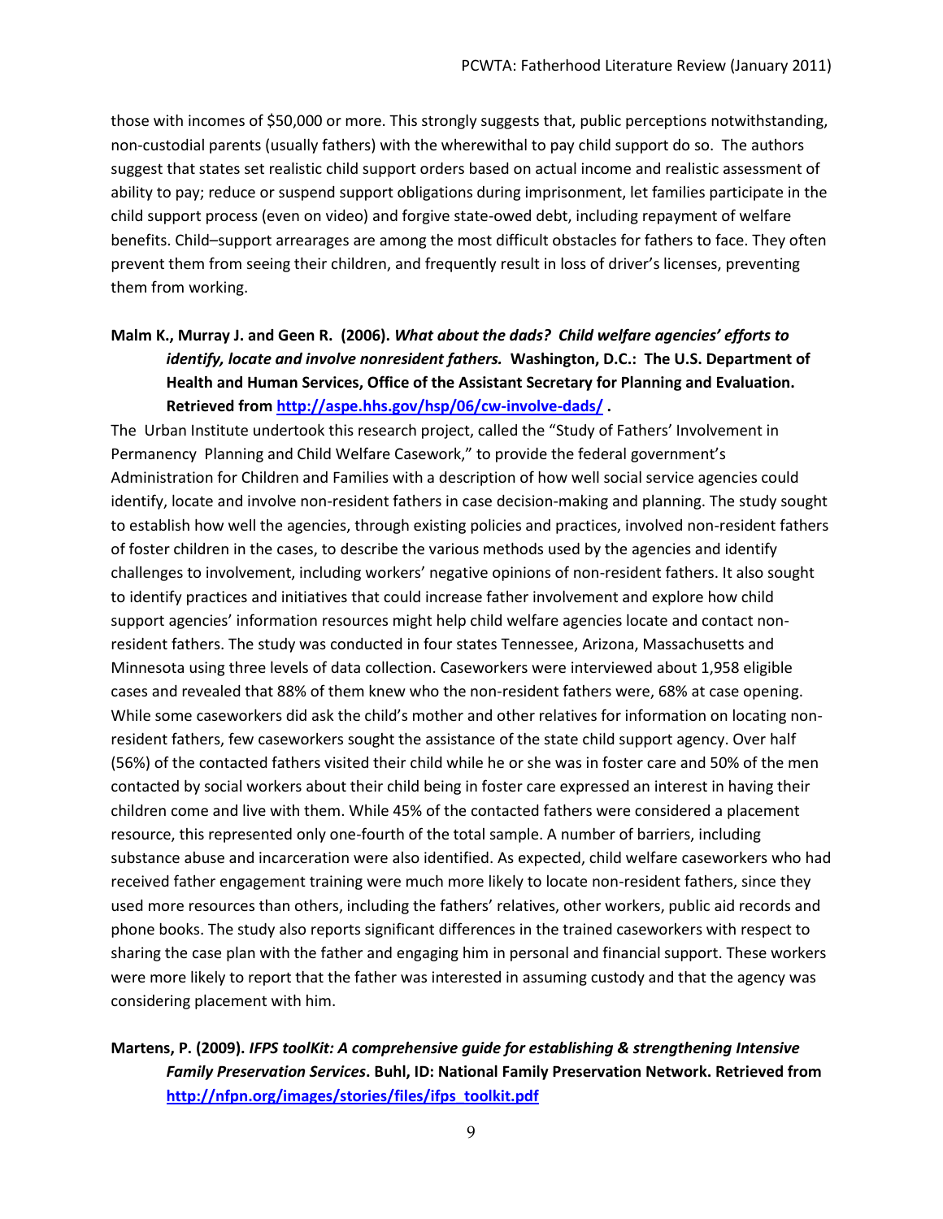those with incomes of $50,000 or more. This strongly suggests that, public perceptions notwithstanding, non-custodial parents (usually fathers) with the wherewithal to pay child support do so. The authors suggest that states set realistic child support orders based on actual income and realistic assessment of ability to pay; reduce or suspend support obligations during imprisonment, let families participate in the child support process (even on video) and forgive state-owed debt, including repayment of welfare benefits. Child–support arrearages are among the most difficult obstacles for fathers to face. They often prevent them from seeing their children, and frequently result in loss of driver's licenses, preventing them from working.

**Malm K., Murray J. and Geen R. (2006).** ***What about the dads? Child welfare agencies' efforts to identify, locate and involve nonresident fathers.*** **Washington, D.C.: The U.S. Department of Health and Human Services, Office of the Assistant Secretary for Planning and Evaluation. Retrieved from [http://aspe.hhs.gov/hsp/06/cw-involve-dads/](http://aspe.hhs.gov/hsp/06/cw-involve-dads/) .**

The Urban Institute undertook this research project, called the "Study of Fathers' Involvement in Permanency Planning and Child Welfare Casework," to provide the federal government's Administration for Children and Families with a description of how well social service agencies could identify, locate and involve non-resident fathers in case decision-making and planning. The study sought to establish how well the agencies, through existing policies and practices, involved non-resident fathers of foster children in the cases, to describe the various methods used by the agencies and identify challenges to involvement, including workers' negative opinions of non-resident fathers. It also sought to identify practices and initiatives that could increase father involvement and explore how child support agencies' information resources might help child welfare agencies locate and contact non-resident fathers. The study was conducted in four states Tennessee, Arizona, Massachusetts and Minnesota using three levels of data collection. Caseworkers were interviewed about 1,958 eligible cases and revealed that 88% of them knew who the non-resident fathers were, 68% at case opening. While some caseworkers did ask the child's mother and other relatives for information on locating non-resident fathers, few caseworkers sought the assistance of the state child support agency. Over half (56%) of the contacted fathers visited their child while he or she was in foster care and 50% of the men contacted by social workers about their child being in foster care expressed an interest in having their children come and live with them. While 45% of the contacted fathers were considered a placement resource, this represented only one-fourth of the total sample. A number of barriers, including substance abuse and incarceration were also identified. As expected, child welfare caseworkers who had received father engagement training were much more likely to locate non-resident fathers, since they used more resources than others, including the fathers' relatives, other workers, public aid records and phone books. The study also reports significant differences in the trained caseworkers with respect to sharing the case plan with the father and engaging him in personal and financial support. These workers were more likely to report that the father was interested in assuming custody and that the agency was considering placement with him.

**Martens, P. (2009).** ***IFPS toolKit: A comprehensive guide for establishing & strengthening Intensive Family Preservation Services*****. Buhl, ID: National Family Preservation Network. Retrieved from [http://nfpn.org/images/stories/files/ifps_toolkit.pdf](http://nfpn.org/images/stories/files/ifps_toolkit.pdf)**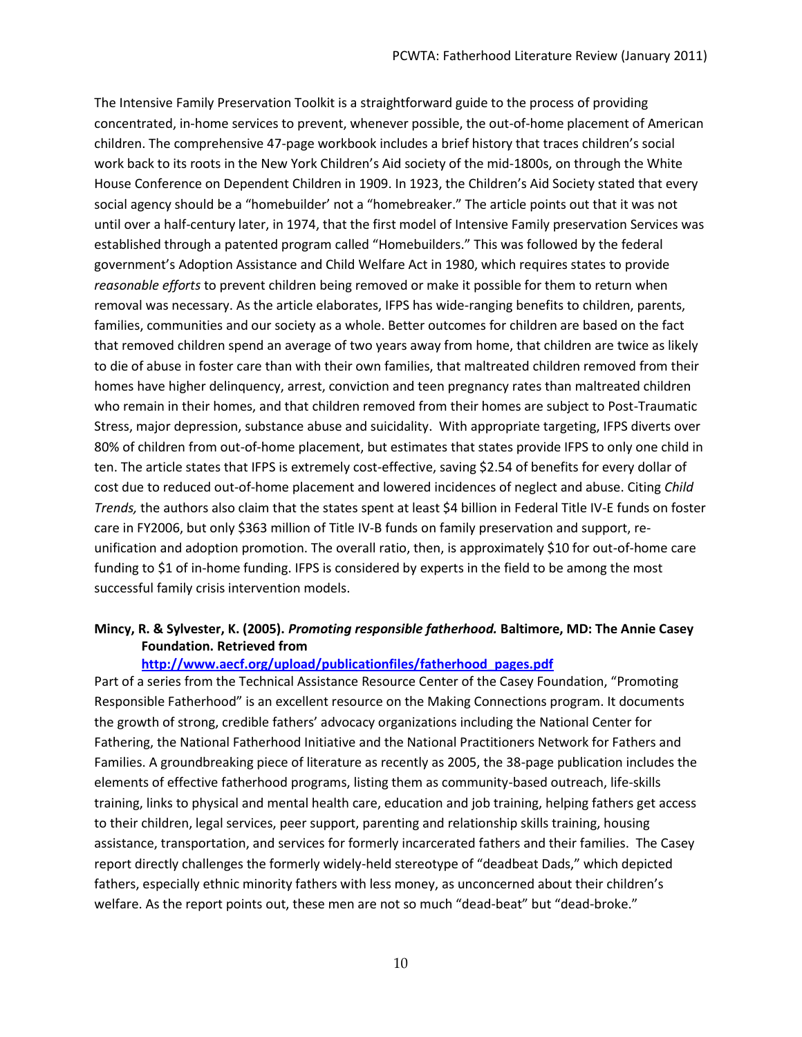The Intensive Family Preservation Toolkit is a straightforward guide to the process of providing concentrated, in-home services to prevent, whenever possible, the out-of-home placement of American children. The comprehensive 47-page workbook includes a brief history that traces children's social work back to its roots in the New York Children's Aid society of the mid-1800s, on through the White House Conference on Dependent Children in 1909. In 1923, the Children's Aid Society stated that every social agency should be a "homebuilder' not a "homebreaker." The article points out that it was not until over a half-century later, in 1974, that the first model of Intensive Family preservation Services was established through a patented program called "Homebuilders." This was followed by the federal government's Adoption Assistance and Child Welfare Act in 1980, which requires states to provide *reasonable efforts* to prevent children being removed or make it possible for them to return when removal was necessary. As the article elaborates, IFPS has wide-ranging benefits to children, parents, families, communities and our society as a whole. Better outcomes for children are based on the fact that removed children spend an average of two years away from home, that children are twice as likely to die of abuse in foster care than with their own families, that maltreated children removed from their homes have higher delinquency, arrest, conviction and teen pregnancy rates than maltreated children who remain in their homes, and that children removed from their homes are subject to Post-Traumatic Stress, major depression, substance abuse and suicidality. With appropriate targeting, IFPS diverts over 80% of children from out-of-home placement, but estimates that states provide IFPS to only one child in ten. The article states that IFPS is extremely cost-effective, saving $2.54 of benefits for every dollar of cost due to reduced out-of-home placement and lowered incidences of neglect and abuse. Citing *Child Trends,* the authors also claim that the states spent at least $4 billion in Federal Title IV-E funds on foster care in FY2006, but only $363 million of Title IV-B funds on family preservation and support, re-unification and adoption promotion. The overall ratio, then, is approximately $10 for out-of-home care funding to $1 of in-home funding. IFPS is considered by experts in the field to be among the most successful family crisis intervention models.

**Mincy, R. & Sylvester, K. (2005). *Promoting responsible fatherhood.* Baltimore, MD: The Annie Casey Foundation. Retrieved from [http://www.aecf.org/upload/publicationfiles/fatherhood_pages.pdf](http://www.aecf.org/upload/publicationfiles/fatherhood_pages.pdf)**

Part of a series from the Technical Assistance Resource Center of the Casey Foundation, "Promoting Responsible Fatherhood" is an excellent resource on the Making Connections program. It documents the growth of strong, credible fathers' advocacy organizations including the National Center for Fathering, the National Fatherhood Initiative and the National Practitioners Network for Fathers and Families. A groundbreaking piece of literature as recently as 2005, the 38-page publication includes the elements of effective fatherhood programs, listing them as community-based outreach, life-skills training, links to physical and mental health care, education and job training, helping fathers get access to their children, legal services, peer support, parenting and relationship skills training, housing assistance, transportation, and services for formerly incarcerated fathers and their families. The Casey report directly challenges the formerly widely-held stereotype of "deadbeat Dads," which depicted fathers, especially ethnic minority fathers with less money, as unconcerned about their children's welfare. As the report points out, these men are not so much "dead-beat" but "dead-broke."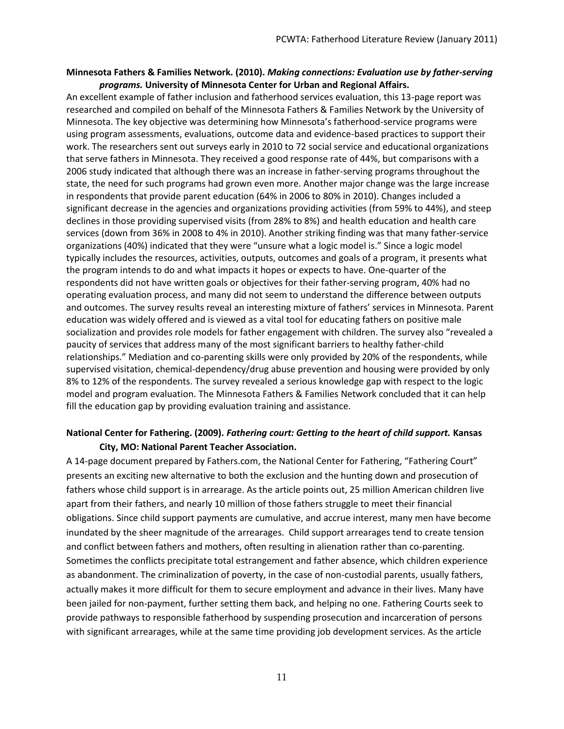**Minnesota Fathers & Families Network. (2010).** ***Making connections: Evaluation use by father-serving programs.*** **University of Minnesota Center for Urban and Regional Affairs.**

An excellent example of father inclusion and fatherhood services evaluation, this 13-page report was researched and compiled on behalf of the Minnesota Fathers & Families Network by the University of Minnesota. The key objective was determining how Minnesota's fatherhood-service programs were using program assessments, evaluations, outcome data and evidence-based practices to support their work. The researchers sent out surveys early in 2010 to 72 social service and educational organizations that serve fathers in Minnesota. They received a good response rate of 44%, but comparisons with a 2006 study indicated that although there was an increase in father-serving programs throughout the state, the need for such programs had grown even more. Another major change was the large increase in respondents that provide parent education (64% in 2006 to 80% in 2010). Changes included a significant decrease in the agencies and organizations providing activities (from 59% to 44%), and steep declines in those providing supervised visits (from 28% to 8%) and health education and health care services (down from 36% in 2008 to 4% in 2010). Another striking finding was that many father-service organizations (40%) indicated that they were "unsure what a logic model is." Since a logic model typically includes the resources, activities, outputs, outcomes and goals of a program, it presents what the program intends to do and what impacts it hopes or expects to have. One-quarter of the respondents did not have written goals or objectives for their father-serving program, 40% had no operating evaluation process, and many did not seem to understand the difference between outputs and outcomes. The survey results reveal an interesting mixture of fathers' services in Minnesota. Parent education was widely offered and is viewed as a vital tool for educating fathers on positive male socialization and provides role models for father engagement with children. The survey also "revealed a paucity of services that address many of the most significant barriers to healthy father-child relationships." Mediation and co-parenting skills were only provided by 20% of the respondents, while supervised visitation, chemical-dependency/drug abuse prevention and housing were provided by only 8% to 12% of the respondents. The survey revealed a serious knowledge gap with respect to the logic model and program evaluation. The Minnesota Fathers & Families Network concluded that it can help fill the education gap by providing evaluation training and assistance.

**National Center for Fathering. (2009).** ***Fathering court: Getting to the heart of child support.*** **Kansas City, MO: National Parent Teacher Association.**

A 14-page document prepared by Fathers.com, the National Center for Fathering, "Fathering Court" presents an exciting new alternative to both the exclusion and the hunting down and prosecution of fathers whose child support is in arrearage. As the article points out, 25 million American children live apart from their fathers, and nearly 10 million of those fathers struggle to meet their financial obligations. Since child support payments are cumulative, and accrue interest, many men have become inundated by the sheer magnitude of the arrearages. Child support arrearages tend to create tension and conflict between fathers and mothers, often resulting in alienation rather than co-parenting. Sometimes the conflicts precipitate total estrangement and father absence, which children experience as abandonment. The criminalization of poverty, in the case of non-custodial parents, usually fathers, actually makes it more difficult for them to secure employment and advance in their lives. Many have been jailed for non-payment, further setting them back, and helping no one. Fathering Courts seek to provide pathways to responsible fatherhood by suspending prosecution and incarceration of persons with significant arrearages, while at the same time providing job development services. As the article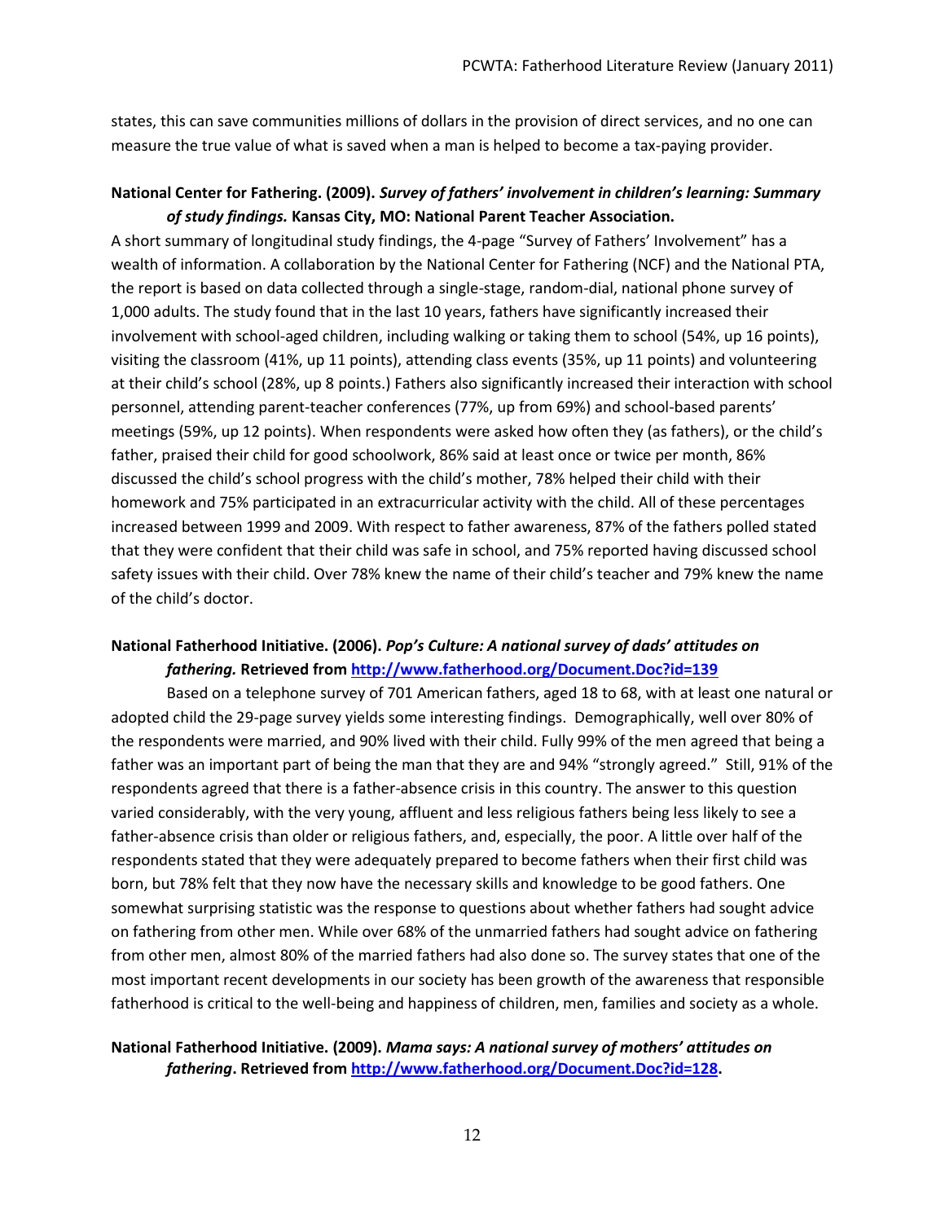states, this can save communities millions of dollars in the provision of direct services, and no one can measure the true value of what is saved when a man is helped to become a tax-paying provider.

**National Center for Fathering. (2009).** ***Survey of fathers' involvement in children's learning: Summary of study findings.*** **Kansas City, MO: National Parent Teacher Association.**

A short summary of longitudinal study findings, the 4-page "Survey of Fathers' Involvement" has a wealth of information. A collaboration by the National Center for Fathering (NCF) and the National PTA, the report is based on data collected through a single-stage, random-dial, national phone survey of 1,000 adults. The study found that in the last 10 years, fathers have significantly increased their involvement with school-aged children, including walking or taking them to school (54%, up 16 points), visiting the classroom (41%, up 11 points), attending class events (35%, up 11 points) and volunteering at their child's school (28%, up 8 points.) Fathers also significantly increased their interaction with school personnel, attending parent-teacher conferences (77%, up from 69%) and school-based parents' meetings (59%, up 12 points). When respondents were asked how often they (as fathers), or the child's father, praised their child for good schoolwork, 86% said at least once or twice per month, 86% discussed the child's school progress with the child's mother, 78% helped their child with their homework and 75% participated in an extracurricular activity with the child. All of these percentages increased between 1999 and 2009. With respect to father awareness, 87% of the fathers polled stated that they were confident that their child was safe in school, and 75% reported having discussed school safety issues with their child. Over 78% knew the name of their child's teacher and 79% knew the name of the child's doctor.

**National Fatherhood Initiative. (2006).** ***Pop's Culture: A national survey of dads' attitudes on fathering.*** **Retrieved from [http://www.fatherhood.org/Document.Doc?id=139](http://www.fatherhood.org/Document.Doc?id=139)**

Based on a telephone survey of 701 American fathers, aged 18 to 68, with at least one natural or adopted child the 29-page survey yields some interesting findings. Demographically, well over 80% of the respondents were married, and 90% lived with their child. Fully 99% of the men agreed that being a father was an important part of being the man that they are and 94% "strongly agreed." Still, 91% of the respondents agreed that there is a father-absence crisis in this country. The answer to this question varied considerably, with the very young, affluent and less religious fathers being less likely to see a father-absence crisis than older or religious fathers, and, especially, the poor. A little over half of the respondents stated that they were adequately prepared to become fathers when their first child was born, but 78% felt that they now have the necessary skills and knowledge to be good fathers. One somewhat surprising statistic was the response to questions about whether fathers had sought advice on fathering from other men. While over 68% of the unmarried fathers had sought advice on fathering from other men, almost 80% of the married fathers had also done so. The survey states that one of the most important recent developments in our society has been growth of the awareness that responsible fatherhood is critical to the well-being and happiness of children, men, families and society as a whole.

**National Fatherhood Initiative. (2009).** ***Mama says: A national survey of mothers' attitudes on fathering*****. Retrieved from [http://www.fatherhood.org/Document.Doc?id=128](http://www.fatherhood.org/Document.Doc?id=128).**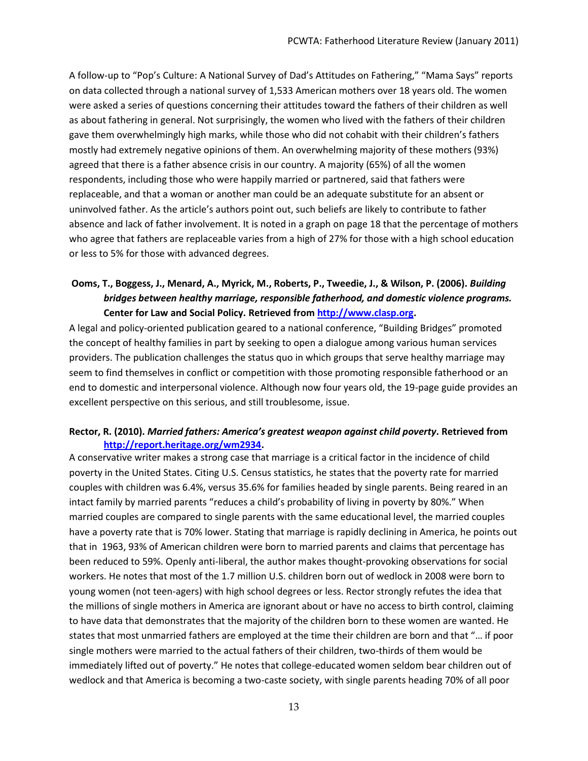A follow-up to "Pop's Culture: A National Survey of Dad's Attitudes on Fathering," "Mama Says" reports on data collected through a national survey of 1,533 American mothers over 18 years old. The women were asked a series of questions concerning their attitudes toward the fathers of their children as well as about fathering in general. Not surprisingly, the women who lived with the fathers of their children gave them overwhelmingly high marks, while those who did not cohabit with their children's fathers mostly had extremely negative opinions of them. An overwhelming majority of these mothers (93%) agreed that there is a father absence crisis in our country. A majority (65%) of all the women respondents, including those who were happily married or partnered, said that fathers were replaceable, and that a woman or another man could be an adequate substitute for an absent or uninvolved father. As the article's authors point out, such beliefs are likely to contribute to father absence and lack of father involvement. It is noted in a graph on page 18 that the percentage of mothers who agree that fathers are replaceable varies from a high of 27% for those with a high school education or less to 5% for those with advanced degrees.

**Ooms, T., Boggess, J., Menard, A., Myrick, M., Roberts, P., Tweedie, J., & Wilson, P. (2006). *Building bridges between healthy marriage, responsible fatherhood, and domestic violence programs.* Center for Law and Social Policy. Retrieved from [http://www.clasp.org](http://www.clasp.org).**

A legal and policy-oriented publication geared to a national conference, "Building Bridges" promoted the concept of healthy families in part by seeking to open a dialogue among various human services providers. The publication challenges the status quo in which groups that serve healthy marriage may seem to find themselves in conflict or competition with those promoting responsible fatherhood or an end to domestic and interpersonal violence. Although now four years old, the 19-page guide provides an excellent perspective on this serious, and still troublesome, issue.

**Rector, R. (2010). *Married fathers: America's greatest weapon against child poverty*. Retrieved from [http://report.heritage.org/wm2934](http://report.heritage.org/wm2934).**

A conservative writer makes a strong case that marriage is a critical factor in the incidence of child poverty in the United States. Citing U.S. Census statistics, he states that the poverty rate for married couples with children was 6.4%, versus 35.6% for families headed by single parents. Being reared in an intact family by married parents "reduces a child's probability of living in poverty by 80%." When married couples are compared to single parents with the same educational level, the married couples have a poverty rate that is 70% lower. Stating that marriage is rapidly declining in America, he points out that in 1963, 93% of American children were born to married parents and claims that percentage has been reduced to 59%. Openly anti-liberal, the author makes thought-provoking observations for social workers. He notes that most of the 1.7 million U.S. children born out of wedlock in 2008 were born to young women (not teen-agers) with high school degrees or less. Rector strongly refutes the idea that the millions of single mothers in America are ignorant about or have no access to birth control, claiming to have data that demonstrates that the majority of the children born to these women are wanted. He states that most unmarried fathers are employed at the time their children are born and that "… if poor single mothers were married to the actual fathers of their children, two-thirds of them would be immediately lifted out of poverty." He notes that college-educated women seldom bear children out of wedlock and that America is becoming a two-caste society, with single parents heading 70% of all poor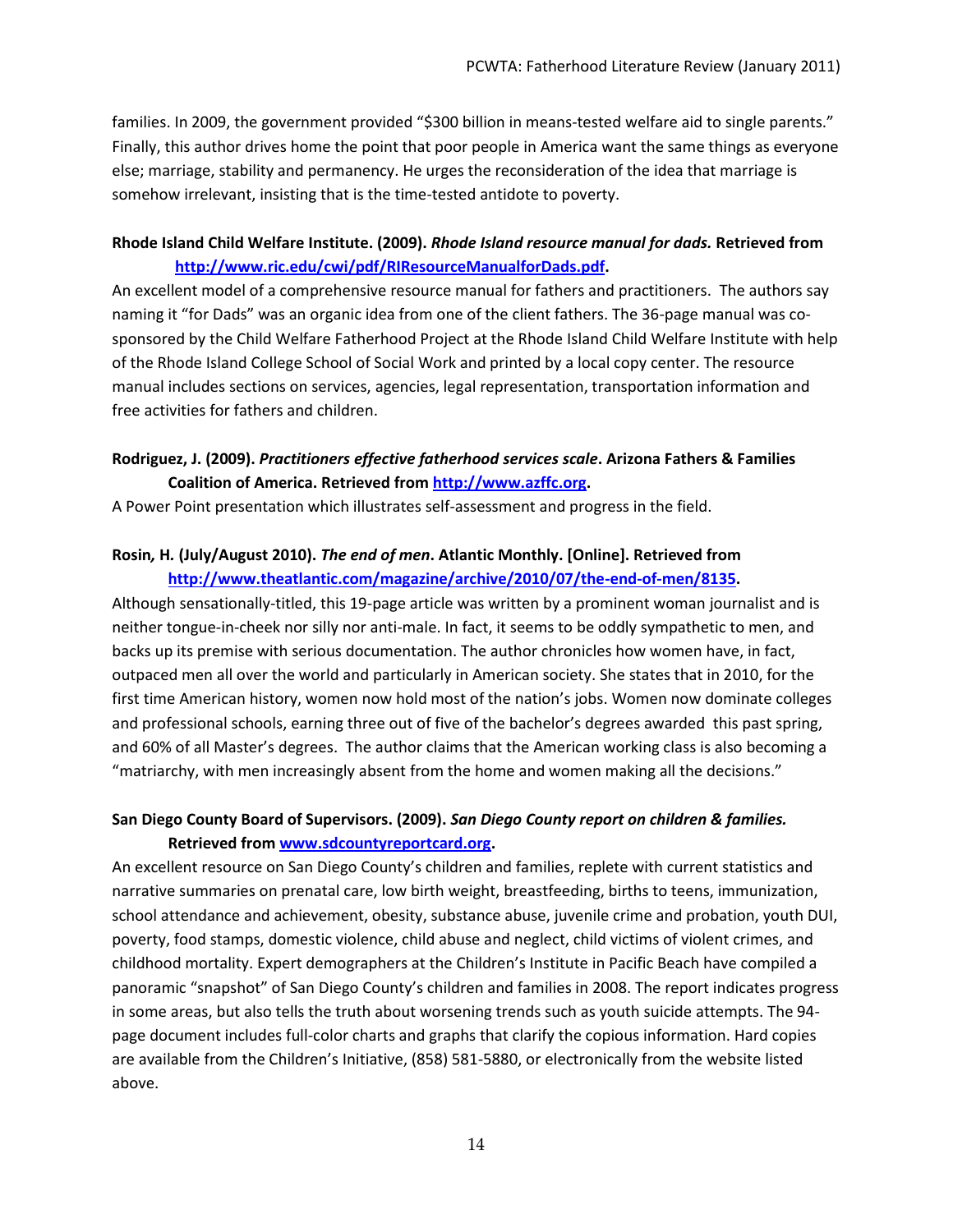families. In 2009, the government provided "$300 billion in means-tested welfare aid to single parents." Finally, this author drives home the point that poor people in America want the same things as everyone else; marriage, stability and permanency. He urges the reconsideration of the idea that marriage is somehow irrelevant, insisting that is the time-tested antidote to poverty.

**Rhode Island Child Welfare Institute. (2009).** ***Rhode Island resource manual for dads.*** **Retrieved from [http://www.ric.edu/cwi/pdf/RIResourceManualforDads.pdf](http://www.ric.edu/cwi/pdf/RIResourceManualforDads.pdf).**

An excellent model of a comprehensive resource manual for fathers and practitioners. The authors say naming it "for Dads" was an organic idea from one of the client fathers. The 36-page manual was co-sponsored by the Child Welfare Fatherhood Project at the Rhode Island Child Welfare Institute with help of the Rhode Island College School of Social Work and printed by a local copy center. The resource manual includes sections on services, agencies, legal representation, transportation information and free activities for fathers and children.

**Rodriguez, J. (2009).** ***Practitioners effective fatherhood services scale*****. Arizona Fathers & Families Coalition of America. Retrieved from [http://www.azffc.org](http://www.azffc.org).**

A Power Point presentation which illustrates self-assessment and progress in the field.

**Rosin*, H.* (July/August 2010).** ***The end of men*****. Atlantic Monthly. [Online]. Retrieved from [http://www.theatlantic.com/magazine/archive/2010/07/the-end-of-men/8135](http://www.theatlantic.com/magazine/archive/2010/07/the-end-of-men/8135).**

Although sensationally-titled, this 19-page article was written by a prominent woman journalist and is neither tongue-in-cheek nor silly nor anti-male. In fact, it seems to be oddly sympathetic to men, and backs up its premise with serious documentation. The author chronicles how women have, in fact, outpaced men all over the world and particularly in American society. She states that in 2010, for the first time American history, women now hold most of the nation's jobs. Women now dominate colleges and professional schools, earning three out of five of the bachelor's degrees awarded this past spring, and 60% of all Master's degrees. The author claims that the American working class is also becoming a "matriarchy, with men increasingly absent from the home and women making all the decisions."

**San Diego County Board of Supervisors. (2009).** ***San Diego County report on children & families.*** **Retrieved from [www.sdcountyreportcard.org](www.sdcountyreportcard.org).**

An excellent resource on San Diego County's children and families, replete with current statistics and narrative summaries on prenatal care, low birth weight, breastfeeding, births to teens, immunization, school attendance and achievement, obesity, substance abuse, juvenile crime and probation, youth DUI, poverty, food stamps, domestic violence, child abuse and neglect, child victims of violent crimes, and childhood mortality. Expert demographers at the Children's Institute in Pacific Beach have compiled a panoramic "snapshot" of San Diego County's children and families in 2008. The report indicates progress in some areas, but also tells the truth about worsening trends such as youth suicide attempts. The 94-page document includes full-color charts and graphs that clarify the copious information. Hard copies are available from the Children's Initiative, (858) 581-5880, or electronically from the website listed above.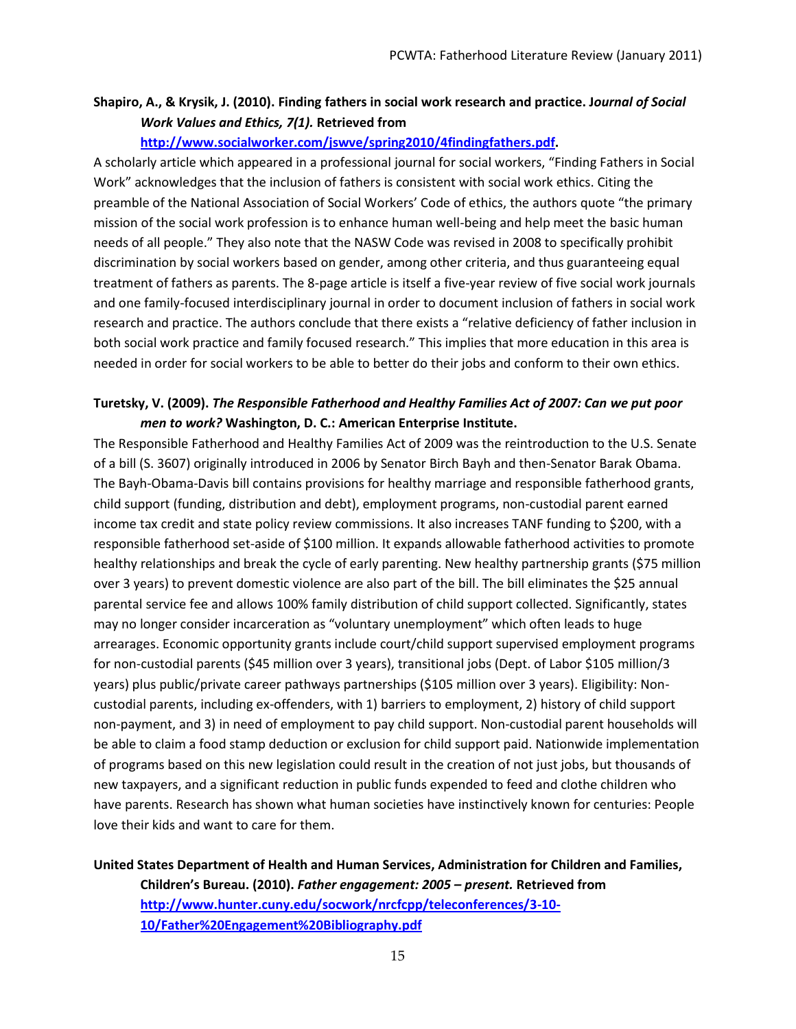**Shapiro, A., & Krysik, J. (2010). Finding fathers in social work research and practice. J*ournal of Social Work Values and Ethics, 7(1).* Retrieved from [http://www.socialworker.com/jswve/spring2010/4findingfathers.pdf](http://www.socialworker.com/jswve/spring2010/4findingfathers.pdf).**

A scholarly article which appeared in a professional journal for social workers, "Finding Fathers in Social Work" acknowledges that the inclusion of fathers is consistent with social work ethics. Citing the preamble of the National Association of Social Workers' Code of ethics, the authors quote "the primary mission of the social work profession is to enhance human well-being and help meet the basic human needs of all people." They also note that the NASW Code was revised in 2008 to specifically prohibit discrimination by social workers based on gender, among other criteria, and thus guaranteeing equal treatment of fathers as parents. The 8-page article is itself a five-year review of five social work journals and one family-focused interdisciplinary journal in order to document inclusion of fathers in social work research and practice. The authors conclude that there exists a "relative deficiency of father inclusion in both social work practice and family focused research." This implies that more education in this area is needed in order for social workers to be able to better do their jobs and conform to their own ethics.

**Turetsky, V. (2009). *The Responsible Fatherhood and Healthy Families Act of 2007: Can we put poor men to work?* Washington, D. C.: American Enterprise Institute.**

The Responsible Fatherhood and Healthy Families Act of 2009 was the reintroduction to the U.S. Senate of a bill (S. 3607) originally introduced in 2006 by Senator Birch Bayh and then-Senator Barak Obama. The Bayh-Obama-Davis bill contains provisions for healthy marriage and responsible fatherhood grants, child support (funding, distribution and debt), employment programs, non-custodial parent earned income tax credit and state policy review commissions. It also increases TANF funding to $200, with a responsible fatherhood set-aside of $100 million. It expands allowable fatherhood activities to promote healthy relationships and break the cycle of early parenting. New healthy partnership grants ($75 million over 3 years) to prevent domestic violence are also part of the bill. The bill eliminates the $25 annual parental service fee and allows 100% family distribution of child support collected. Significantly, states may no longer consider incarceration as "voluntary unemployment" which often leads to huge arrearages. Economic opportunity grants include court/child support supervised employment programs for non-custodial parents ($45 million over 3 years), transitional jobs (Dept. of Labor $105 million/3 years) plus public/private career pathways partnerships ($105 million over 3 years). Eligibility: Non-custodial parents, including ex-offenders, with 1) barriers to employment, 2) history of child support non-payment, and 3) in need of employment to pay child support. Non-custodial parent households will be able to claim a food stamp deduction or exclusion for child support paid. Nationwide implementation of programs based on this new legislation could result in the creation of not just jobs, but thousands of new taxpayers, and a significant reduction in public funds expended to feed and clothe children who have parents. Research has shown what human societies have instinctively known for centuries: People love their kids and want to care for them.

**United States Department of Health and Human Services, Administration for Children and Families, Children's Bureau. (2010). *Father engagement: 2005 – present.* Retrieved from [http://www.hunter.cuny.edu/socwork/nrcfcpp/teleconferences/3-10-10/Father%20Engagement%20Bibliography.pdf](http://www.hunter.cuny.edu/socwork/nrcfcpp/teleconferences/3-10-10/Father%20Engagement%20Bibliography.pdf)**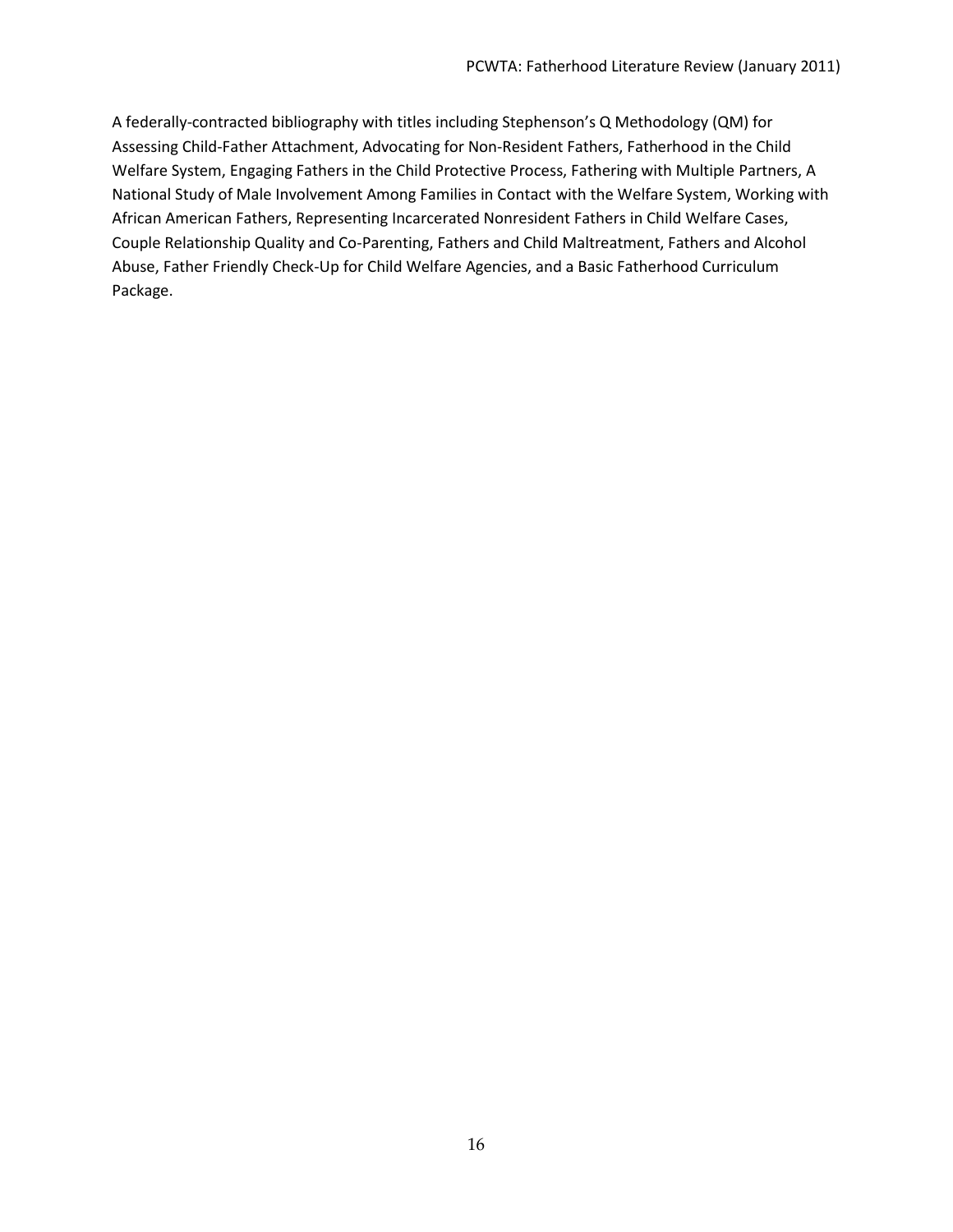A federally-contracted bibliography with titles including Stephenson's Q Methodology (QM) for Assessing Child-Father Attachment, Advocating for Non-Resident Fathers, Fatherhood in the Child Welfare System, Engaging Fathers in the Child Protective Process, Fathering with Multiple Partners, A National Study of Male Involvement Among Families in Contact with the Welfare System, Working with African American Fathers, Representing Incarcerated Nonresident Fathers in Child Welfare Cases, Couple Relationship Quality and Co-Parenting, Fathers and Child Maltreatment, Fathers and Alcohol Abuse, Father Friendly Check-Up for Child Welfare Agencies, and a Basic Fatherhood Curriculum Package.